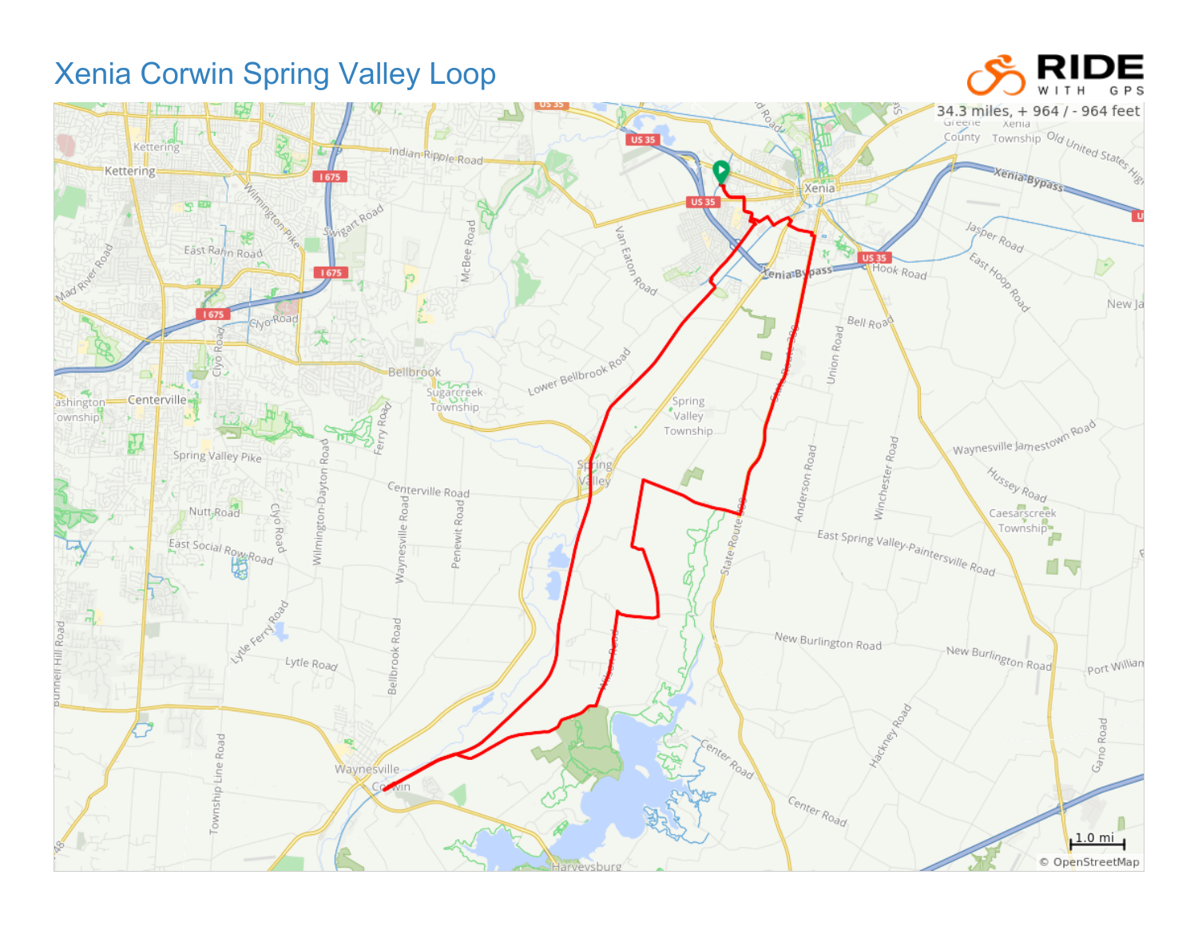# Xenia Corwin Spring Valley Loop

34.3 miles, + 964 / - 964 feet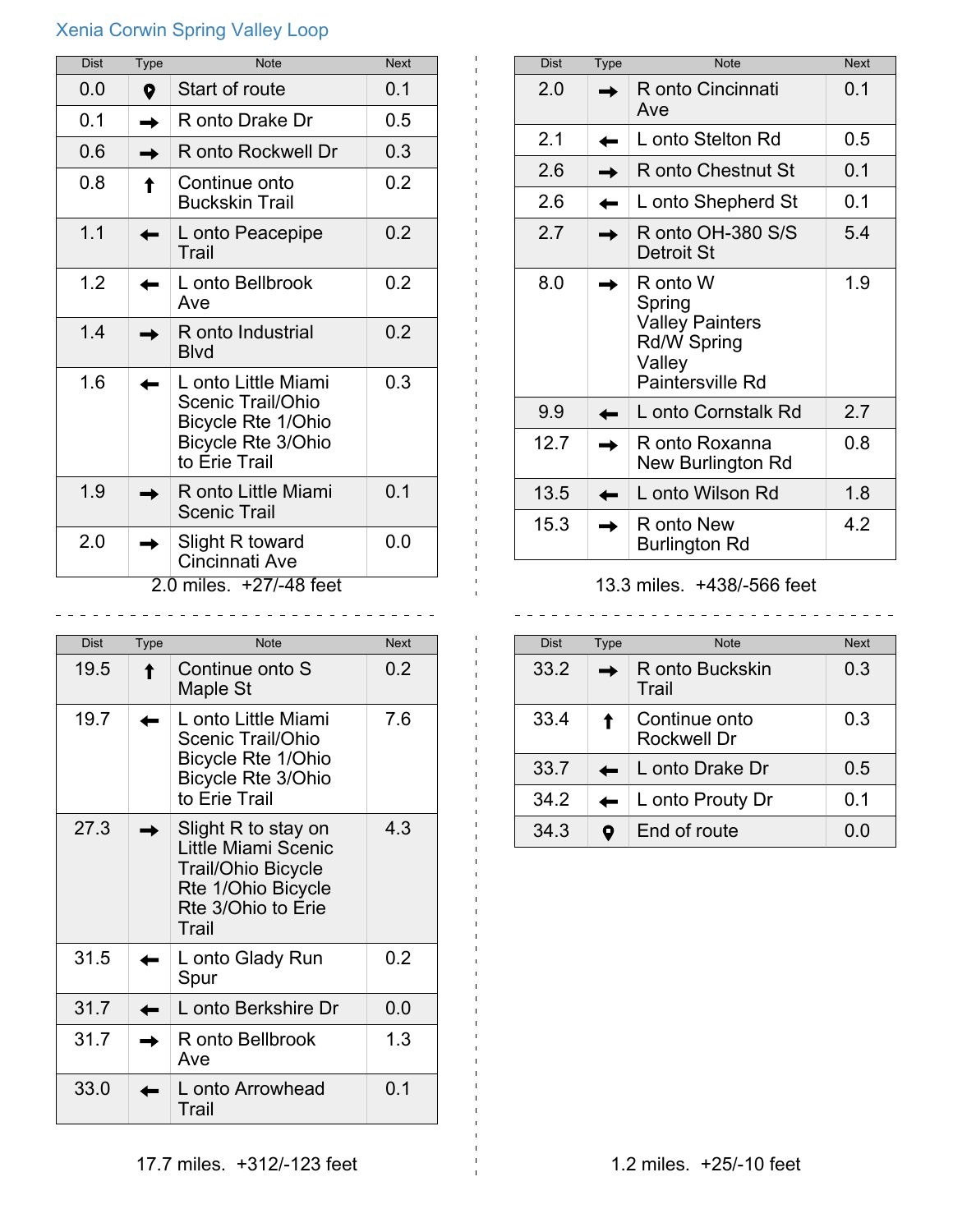# Xenia Corwin Spring Valley Loop

| Dist | Type | Note | Next |
|---|---|---|---|
| 0.0 | | Start of route | 0.1 |
| 0.1 | → | R onto Drake Dr | 0.5 |
| 0.6 | → | R onto Rockwell Dr | 0.3 |
| 0.8 | ↑ | Continue onto Buckskin Trail | 0.2 |
| 1.1 | ← | L onto Peacepipe Trail | 0.2 |
| 1.2 | ← | L onto Bellbrook Ave | 0.2 |
| 1.4 | → | R onto Industrial Blvd | 0.2 |
| 1.6 | ← | L onto Little Miami Scenic Trail/Ohio Bicycle Rte 1/Ohio Bicycle Rte 3/Ohio to Erie Trail | 0.3 |
| 1.9 | → | R onto Little Miami Scenic Trail | 0.1 |
| 2.0 | → | Slight R toward Cincinnati Ave | 0.0 |

2.0 miles. +27/-48 feet

| Dist | Type | Note | Next |
|---|---|---|---|
| 2.0 | → | R onto Cincinnati Ave | 0.1 |
| 2.1 | ← | L onto Stelton Rd | 0.5 |
| 2.6 | → | R onto Chestnut St | 0.1 |
| 2.6 | ← | L onto Shepherd St | 0.1 |
| 2.7 | → | R onto OH-380 S/S Detroit St | 5.4 |
| 8.0 | → | R onto W Spring Valley Painters Rd/W Spring Valley Paintersville Rd | 1.9 |
| 9.9 | ← | L onto Cornstalk Rd | 2.7 |
| 12.7 | → | R onto Roxanna New Burlington Rd | 0.8 |
| 13.5 | ← | L onto Wilson Rd | 1.8 |
| 15.3 | → | R onto New Burlington Rd | 4.2 |

13.3 miles. +438/-566 feet

| Dist | Type | Note | Next |
|---|---|---|---|
| 19.5 | ↑ | Continue onto S Maple St | 0.2 |
| 19.7 | ← | L onto Little Miami Scenic Trail/Ohio Bicycle Rte 1/Ohio Bicycle Rte 3/Ohio to Erie Trail | 7.6 |
| 27.3 | → | Slight R to stay on Little Miami Scenic Trail/Ohio Bicycle Rte 1/Ohio Bicycle Rte 3/Ohio to Erie Trail | 4.3 |
| 31.5 | ← | L onto Glady Run Spur | 0.2 |
| 31.7 | ← | L onto Berkshire Dr | 0.0 |
| 31.7 | → | R onto Bellbrook Ave | 1.3 |
| 33.0 | ← | L onto Arrowhead Trail | 0.1 |

17.7 miles. +312/-123 feet

| Dist | Type | Note | Next |
|---|---|---|---|
| 33.2 | → | R onto Buckskin Trail | 0.3 |
| 33.4 | ↑ | Continue onto Rockwell Dr | 0.3 |
| 33.7 | ← | L onto Drake Dr | 0.5 |
| 34.2 | ← | L onto Prouty Dr | 0.1 |
| 34.3 | | End of route | 0.0 |

1.2 miles. +25/-10 feet